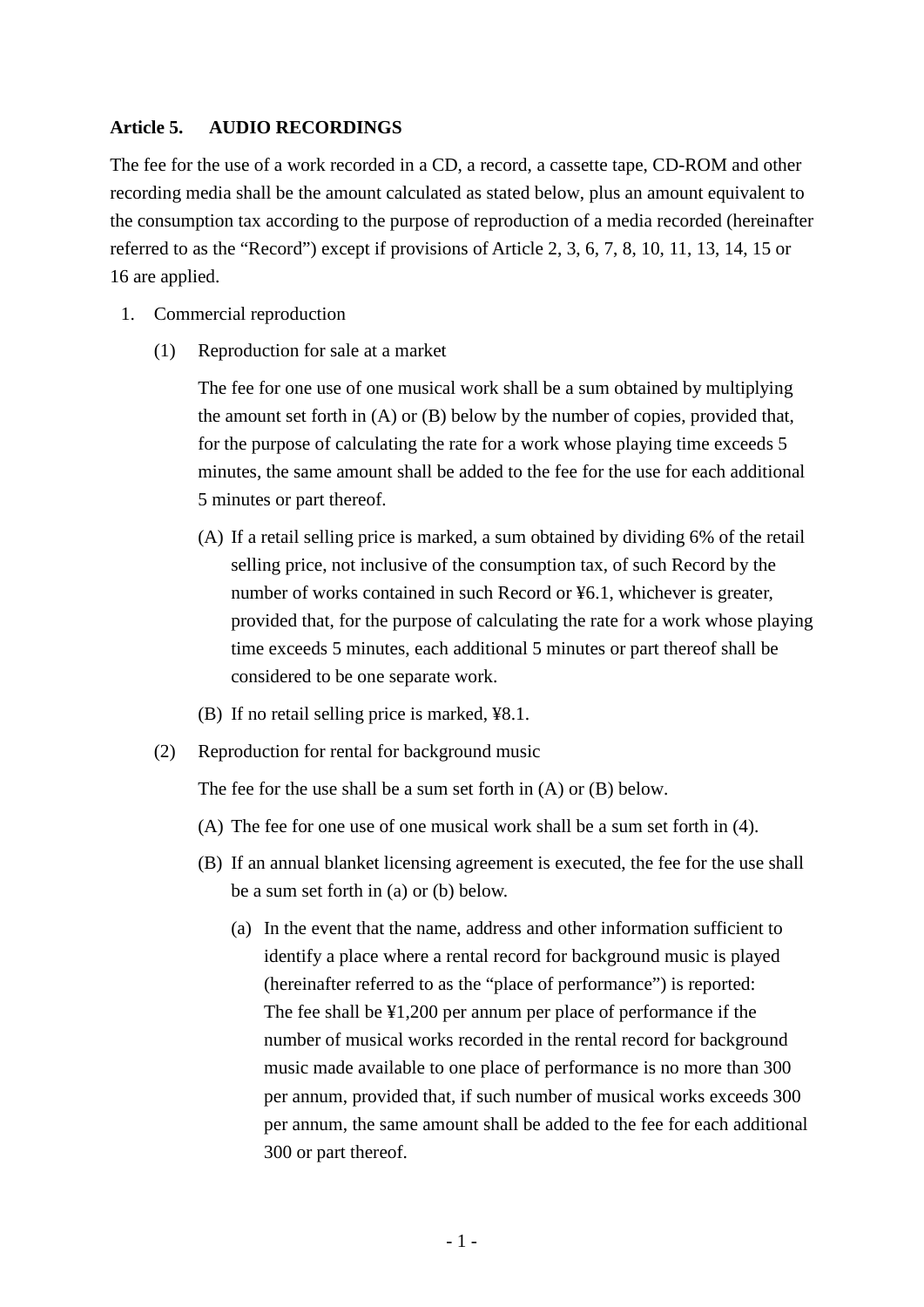**Article 5. AUDIO RECORDINGS**

The fee for the use of a work recorded in a CD, a record, a cassette tape, CD-ROM and other recording media shall be the amount calculated as stated below, plus an amount equivalent to the consumption tax according to the purpose of reproduction of a media recorded (hereinafter referred to as the “Record”) except if provisions of Article 2, 3, 6, 7, 8, 10, 11, 13, 14, 15 or 16 are applied.

1. Commercial reproduction

   (1) Reproduction for sale at a market

   The fee for one use of one musical work shall be a sum obtained by multiplying the amount set forth in (A) or (B) below by the number of copies, provided that, for the purpose of calculating the rate for a work whose playing time exceeds 5 minutes, the same amount shall be added to the fee for the use for each additional 5 minutes or part thereof.

   (A) If a retail selling price is marked, a sum obtained by dividing 6% of the retail selling price, not inclusive of the consumption tax, of such Record by the number of works contained in such Record or ¥6.1, whichever is greater, provided that, for the purpose of calculating the rate for a work whose playing time exceeds 5 minutes, each additional 5 minutes or part thereof shall be considered to be one separate work.

   (B) If no retail selling price is marked, ¥8.1.

   (2) Reproduction for rental for background music

   The fee for the use shall be a sum set forth in (A) or (B) below.

   (A) The fee for one use of one musical work shall be a sum set forth in (4).

   (B) If an annual blanket licensing agreement is executed, the fee for the use shall be a sum set forth in (a) or (b) below.

   (a) In the event that the name, address and other information sufficient to identify a place where a rental record for background music is played (hereinafter referred to as the “place of performance”) is reported: The fee shall be ¥1,200 per annum per place of performance if the number of musical works recorded in the rental record for background music made available to one place of performance is no more than 300 per annum, provided that, if such number of musical works exceeds 300 per annum, the same amount shall be added to the fee for each additional 300 or part thereof.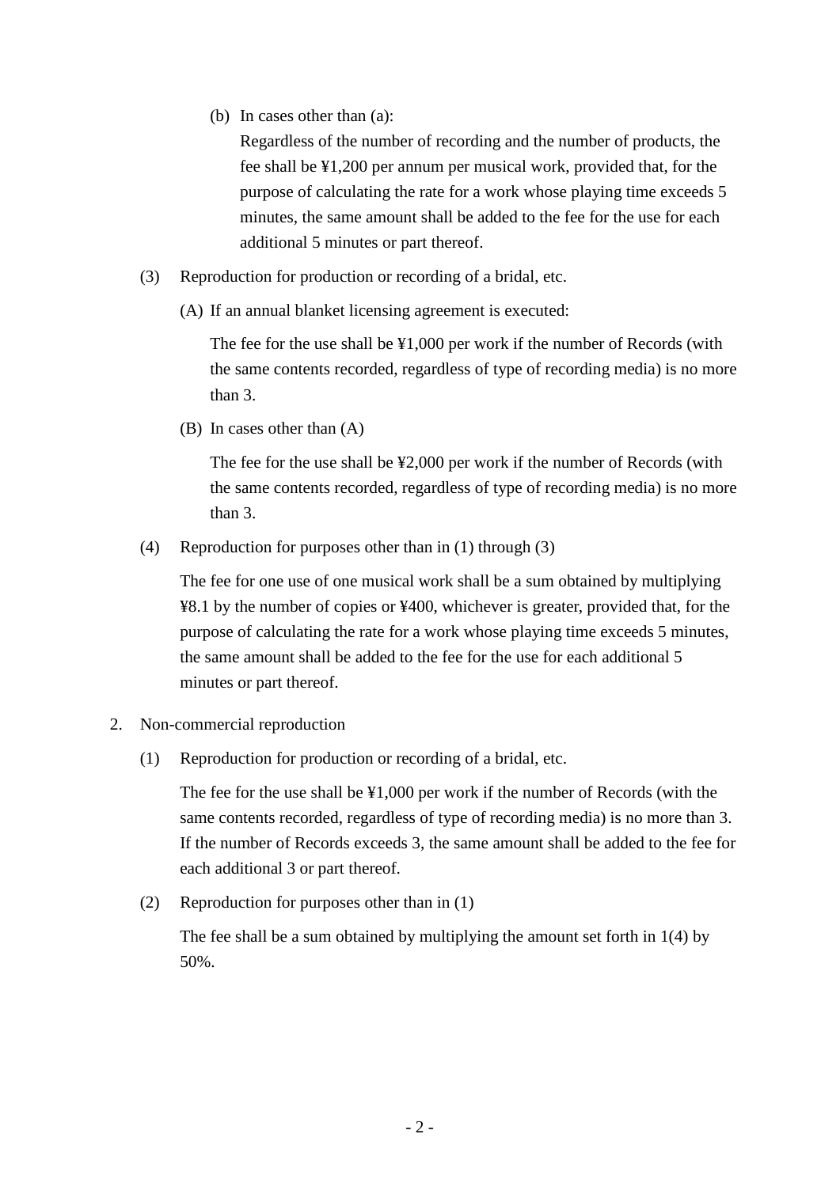(b) In cases other than (a):
Regardless of the number of recording and the number of products, the fee shall be ¥1,200 per annum per musical work, provided that, for the purpose of calculating the rate for a work whose playing time exceeds 5 minutes, the same amount shall be added to the fee for the use for each additional 5 minutes or part thereof.

(3) Reproduction for production or recording of a bridal, etc.

(A) If an annual blanket licensing agreement is executed:

The fee for the use shall be ¥1,000 per work if the number of Records (with the same contents recorded, regardless of type of recording media) is no more than 3.

(B) In cases other than (A)

The fee for the use shall be ¥2,000 per work if the number of Records (with the same contents recorded, regardless of type of recording media) is no more than 3.

(4) Reproduction for purposes other than in (1) through (3)

The fee for one use of one musical work shall be a sum obtained by multiplying ¥8.1 by the number of copies or ¥400, whichever is greater, provided that, for the purpose of calculating the rate for a work whose playing time exceeds 5 minutes, the same amount shall be added to the fee for the use for each additional 5 minutes or part thereof.

2. Non-commercial reproduction

(1) Reproduction for production or recording of a bridal, etc.

The fee for the use shall be ¥1,000 per work if the number of Records (with the same contents recorded, regardless of type of recording media) is no more than 3. If the number of Records exceeds 3, the same amount shall be added to the fee for each additional 3 or part thereof.

(2) Reproduction for purposes other than in (1)

The fee shall be a sum obtained by multiplying the amount set forth in 1(4) by 50%.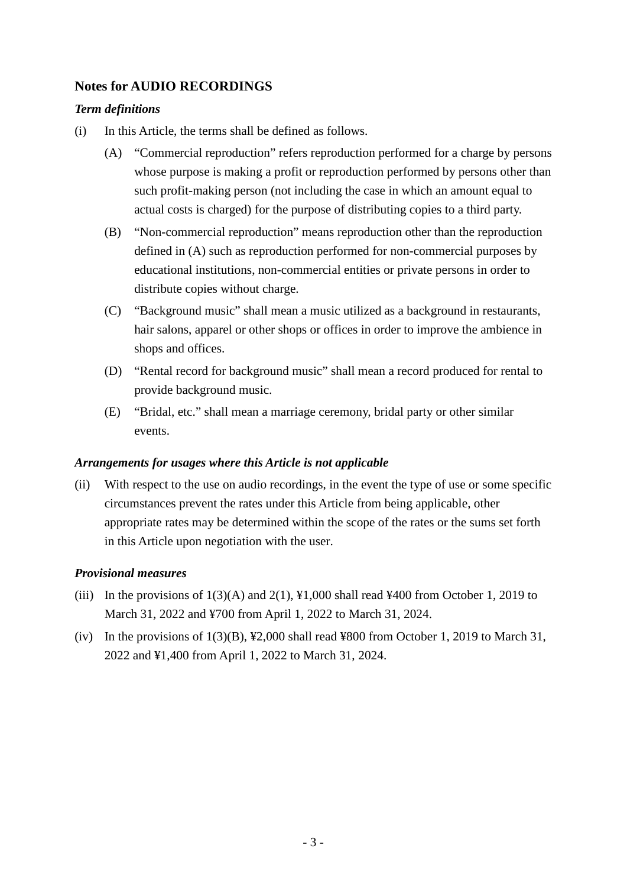## Notes for AUDIO RECORDINGS

***Term definitions***

(i) In this Article, the terms shall be defined as follows.

(A) “Commercial reproduction” refers reproduction performed for a charge by persons whose purpose is making a profit or reproduction performed by persons other than such profit-making person (not including the case in which an amount equal to actual costs is charged) for the purpose of distributing copies to a third party.

(B) “Non-commercial reproduction” means reproduction other than the reproduction defined in (A) such as reproduction performed for non-commercial purposes by educational institutions, non-commercial entities or private persons in order to distribute copies without charge.

(C) “Background music” shall mean a music utilized as a background in restaurants, hair salons, apparel or other shops or offices in order to improve the ambience in shops and offices.

(D) “Rental record for background music” shall mean a record produced for rental to provide background music.

(E) “Bridal, etc.” shall mean a marriage ceremony, bridal party or other similar events.

***Arrangements for usages where this Article is not applicable***

(ii) With respect to the use on audio recordings, in the event the type of use or some specific circumstances prevent the rates under this Article from being applicable, other appropriate rates may be determined within the scope of the rates or the sums set forth in this Article upon negotiation with the user.

***Provisional measures***

(iii) In the provisions of 1(3)(A) and 2(1), ¥1,000 shall read ¥400 from October 1, 2019 to March 31, 2022 and ¥700 from April 1, 2022 to March 31, 2024.

(iv) In the provisions of 1(3)(B), ¥2,000 shall read ¥800 from October 1, 2019 to March 31, 2022 and ¥1,400 from April 1, 2022 to March 31, 2024.